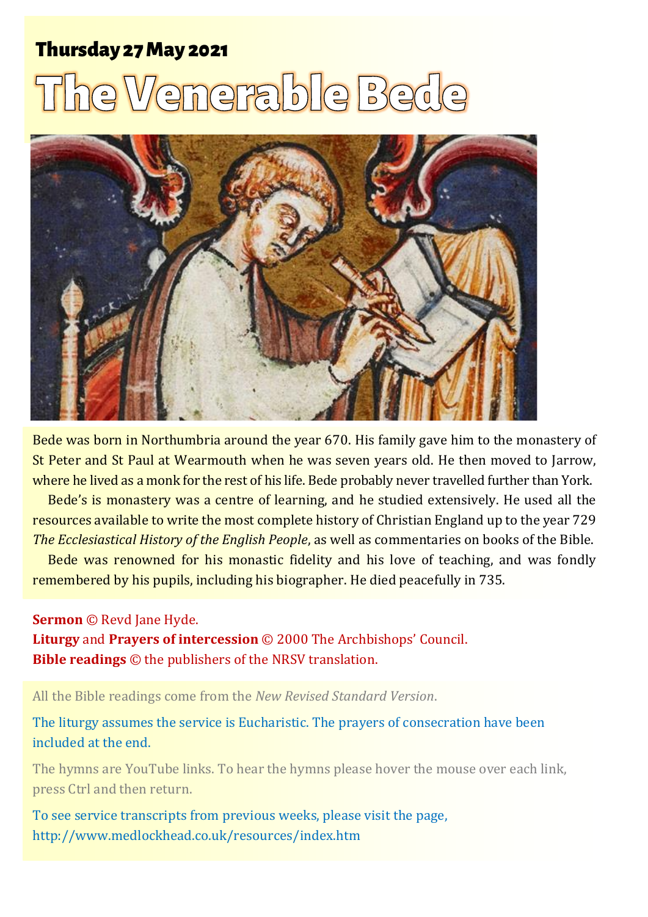**Thursday 27 May 2021**

# The Venerable Bede

Bede was born in Northumbria around the year 670. His family gave him to the monastery of St Peter and St Paul at Wearmouth when he was seven years old. He then moved to Jarrow, where he lived as a monk for the rest of his life. Bede probably never travelled further than York.

Bede's is monastery was a centre of learning, and he studied extensively. He used all the resources available to write the most complete history of Christian England up to the year 729 *The Ecclesiastical History of the English People*, as well as commentaries on books of the Bible.

Bede was renowned for his monastic fidelity and his love of teaching, and was fondly remembered by his pupils, including his biographer. He died peacefully in 735.

**Sermon** © Revd Jane Hyde.
**Liturgy** and **Prayers of intercession** © 2000 The Archbishops' Council.
**Bible readings** © the publishers of the NRSV translation.

All the Bible readings come from the *New Revised Standard Version*.

The liturgy assumes the service is Eucharistic. The prayers of consecration have been included at the end.

The hymns are YouTube links. To hear the hymns please hover the mouse over each link, press Ctrl and then return.

To see service transcripts from previous weeks, please visit the page, http://www.medlockhead.co.uk/resources/index.htm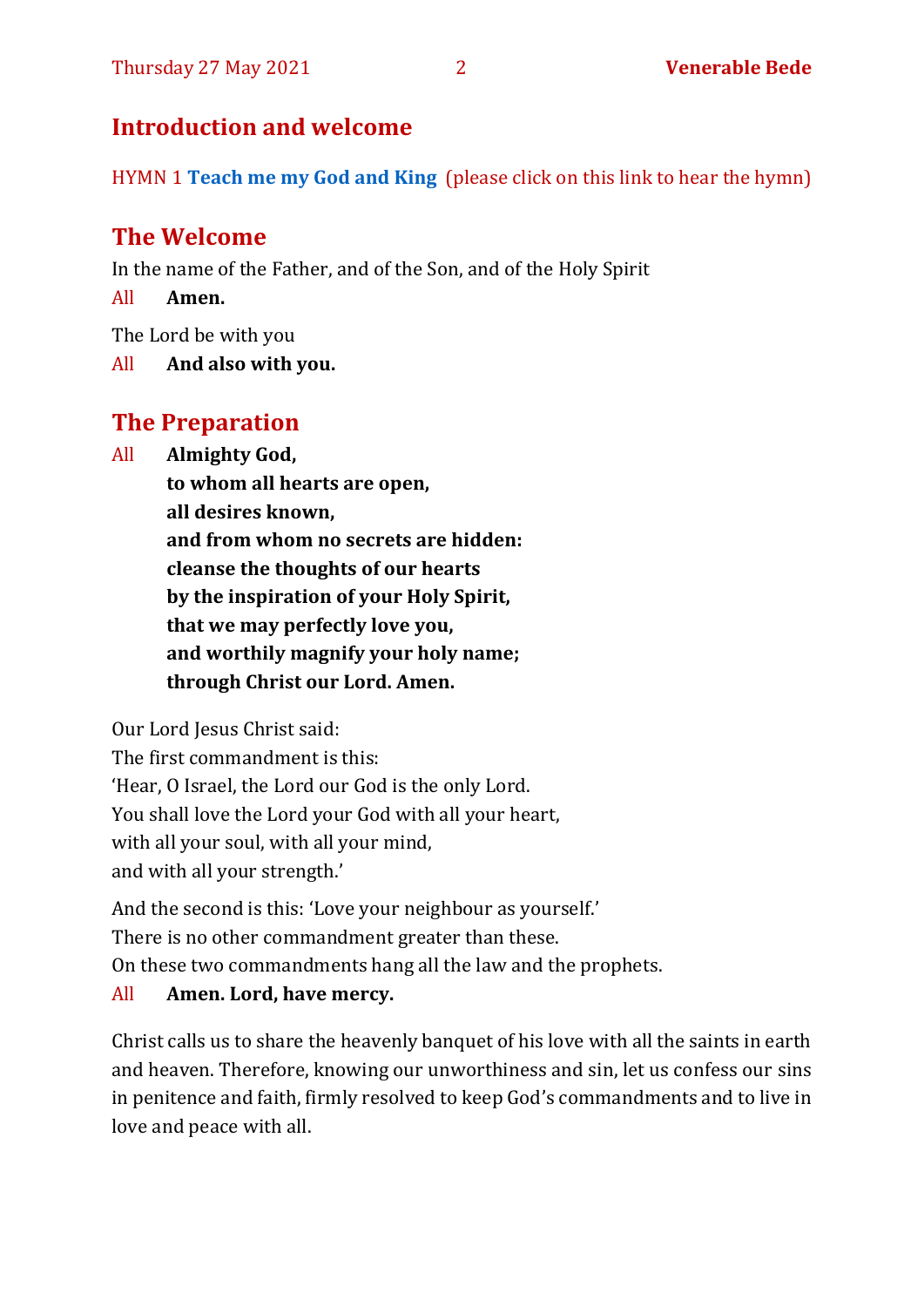## Introduction and welcome

HYMN 1 **Teach me my God and King** (please click on this link to hear the hymn)

## The Welcome

In the name of the Father, and of the Son, and of the Holy Spirit

All **Amen.**

The Lord be with you

All **And also with you.**

## The Preparation

All **Almighty God,**
**to whom all hearts are open,**
**all desires known,**
**and from whom no secrets are hidden:**
**cleanse the thoughts of our hearts**
**by the inspiration of your Holy Spirit,**
**that we may perfectly love you,**
**and worthily magnify your holy name;**
**through Christ our Lord. Amen.**

Our Lord Jesus Christ said:
The first commandment is this:
'Hear, O Israel, the Lord our God is the only Lord.
You shall love the Lord your God with all your heart,
with all your soul, with all your mind,
and with all your strength.'

And the second is this: 'Love your neighbour as yourself.'
There is no other commandment greater than these.
On these two commandments hang all the law and the prophets.

All **Amen. Lord, have mercy.**

Christ calls us to share the heavenly banquet of his love with all the saints in earth and heaven. Therefore, knowing our unworthiness and sin, let us confess our sins in penitence and faith, firmly resolved to keep God's commandments and to live in love and peace with all.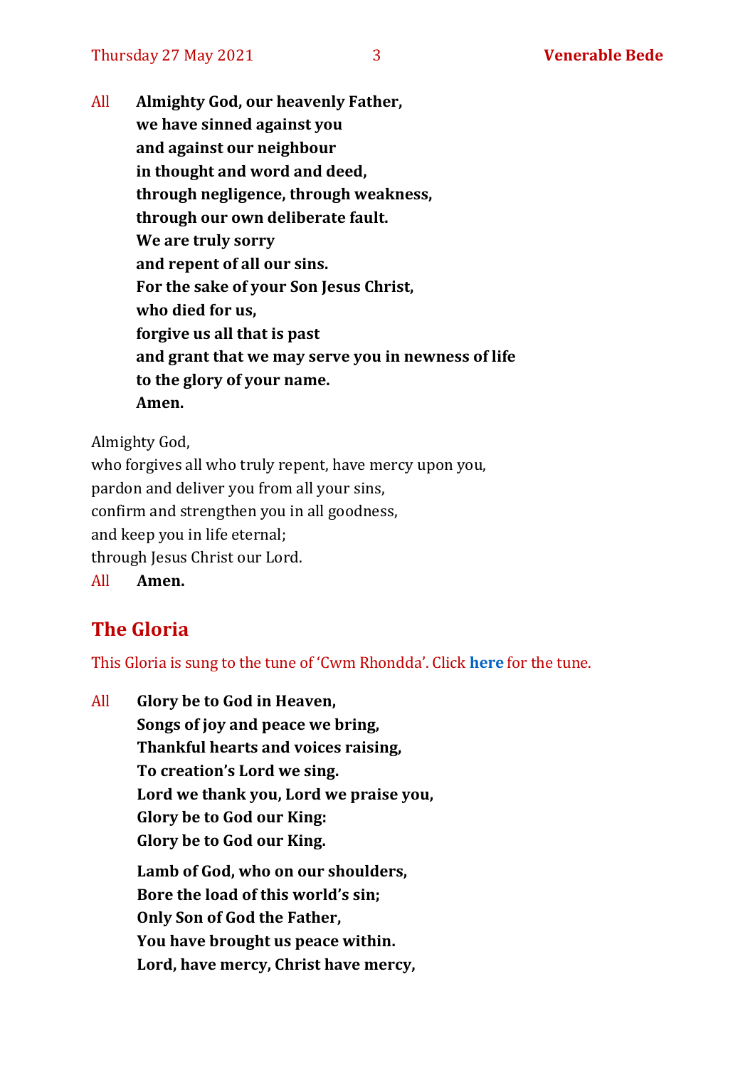All **Almighty God, our heavenly Father,**
**we have sinned against you**
**and against our neighbour**
**in thought and word and deed,**
**through negligence, through weakness,**
**through our own deliberate fault.**
**We are truly sorry**
**and repent of all our sins.**
**For the sake of your Son Jesus Christ,**
**who died for us,**
**forgive us all that is past**
**and grant that we may serve you in newness of life**
**to the glory of your name.**
**Amen.**

Almighty God,
who forgives all who truly repent, have mercy upon you,
pardon and deliver you from all your sins,
confirm and strengthen you in all goodness,
and keep you in life eternal;
through Jesus Christ our Lord.

All **Amen.**

## The Gloria

This Gloria is sung to the tune of 'Cwm Rhondda'. Click **here** for the tune.

All **Glory be to God in Heaven,**
**Songs of joy and peace we bring,**
**Thankful hearts and voices raising,**
**To creation's Lord we sing.**
**Lord we thank you, Lord we praise you,**
**Glory be to God our King:**
**Glory be to God our King.**

**Lamb of God, who on our shoulders,**
**Bore the load of this world's sin;**
**Only Son of God the Father,**
**You have brought us peace within.**
**Lord, have mercy, Christ have mercy,**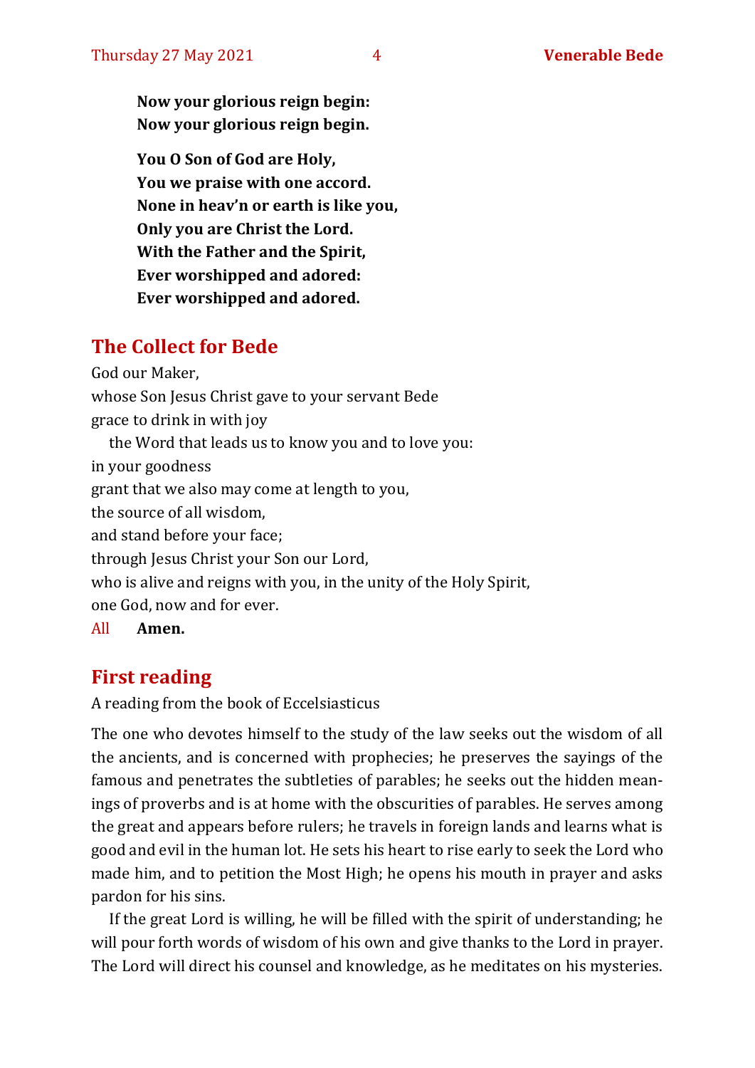**Now your glorious reign begin:**
**Now your glorious reign begin.**

**You O Son of God are Holy,**
**You we praise with one accord.**
**None in heav'n or earth is like you,**
**Only you are Christ the Lord.**
**With the Father and the Spirit,**
**Ever worshipped and adored:**
**Ever worshipped and adored.**

## The Collect for Bede

God our Maker,
whose Son Jesus Christ gave to your servant Bede
grace to drink in with joy
the Word that leads us to know you and to love you:
in your goodness
grant that we also may come at length to you,
the source of all wisdom,
and stand before your face;
through Jesus Christ your Son our Lord,
who is alive and reigns with you, in the unity of the Holy Spirit,
one God, now and for ever.

All **Amen.**

## First reading

A reading from the book of Eccelsiasticus

The one who devotes himself to the study of the law seeks out the wisdom of all the ancients, and is concerned with prophecies; he preserves the sayings of the famous and penetrates the subtleties of parables; he seeks out the hidden meanings of proverbs and is at home with the obscurities of parables. He serves among the great and appears before rulers; he travels in foreign lands and learns what is good and evil in the human lot. He sets his heart to rise early to seek the Lord who made him, and to petition the Most High; he opens his mouth in prayer and asks pardon for his sins.

If the great Lord is willing, he will be filled with the spirit of understanding; he will pour forth words of wisdom of his own and give thanks to the Lord in prayer. The Lord will direct his counsel and knowledge, as he meditates on his mysteries.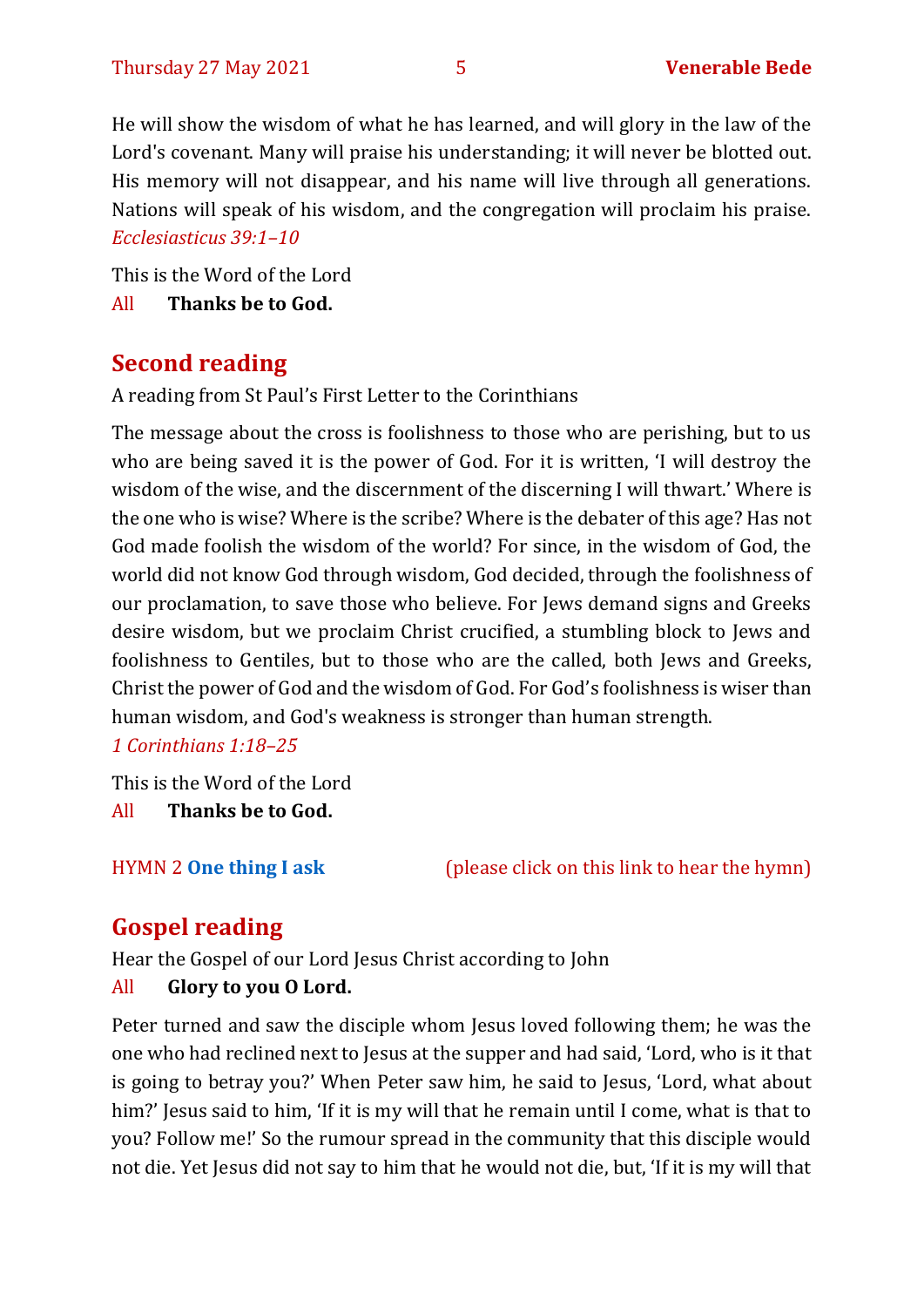He will show the wisdom of what he has learned, and will glory in the law of the Lord's covenant. Many will praise his understanding; it will never be blotted out. His memory will not disappear, and his name will live through all generations. Nations will speak of his wisdom, and the congregation will proclaim his praise.
*Ecclesiasticus 39:1–10*

This is the Word of the Lord
All **Thanks be to God.**

## Second reading

A reading from St Paul's First Letter to the Corinthians

The message about the cross is foolishness to those who are perishing, but to us who are being saved it is the power of God. For it is written, 'I will destroy the wisdom of the wise, and the discernment of the discerning I will thwart.' Where is the one who is wise? Where is the scribe? Where is the debater of this age? Has not God made foolish the wisdom of the world? For since, in the wisdom of God, the world did not know God through wisdom, God decided, through the foolishness of our proclamation, to save those who believe. For Jews demand signs and Greeks desire wisdom, but we proclaim Christ crucified, a stumbling block to Jews and foolishness to Gentiles, but to those who are the called, both Jews and Greeks, Christ the power of God and the wisdom of God. For God's foolishness is wiser than human wisdom, and God's weakness is stronger than human strength.
*1 Corinthians 1:18–25*

This is the Word of the Lord
All **Thanks be to God.**

HYMN 2 **One thing I ask** (please click on this link to hear the hymn)

## Gospel reading

Hear the Gospel of our Lord Jesus Christ according to John
All **Glory to you O Lord.**

Peter turned and saw the disciple whom Jesus loved following them; he was the one who had reclined next to Jesus at the supper and had said, 'Lord, who is it that is going to betray you?' When Peter saw him, he said to Jesus, 'Lord, what about him?' Jesus said to him, 'If it is my will that he remain until I come, what is that to you? Follow me!' So the rumour spread in the community that this disciple would not die. Yet Jesus did not say to him that he would not die, but, 'If it is my will that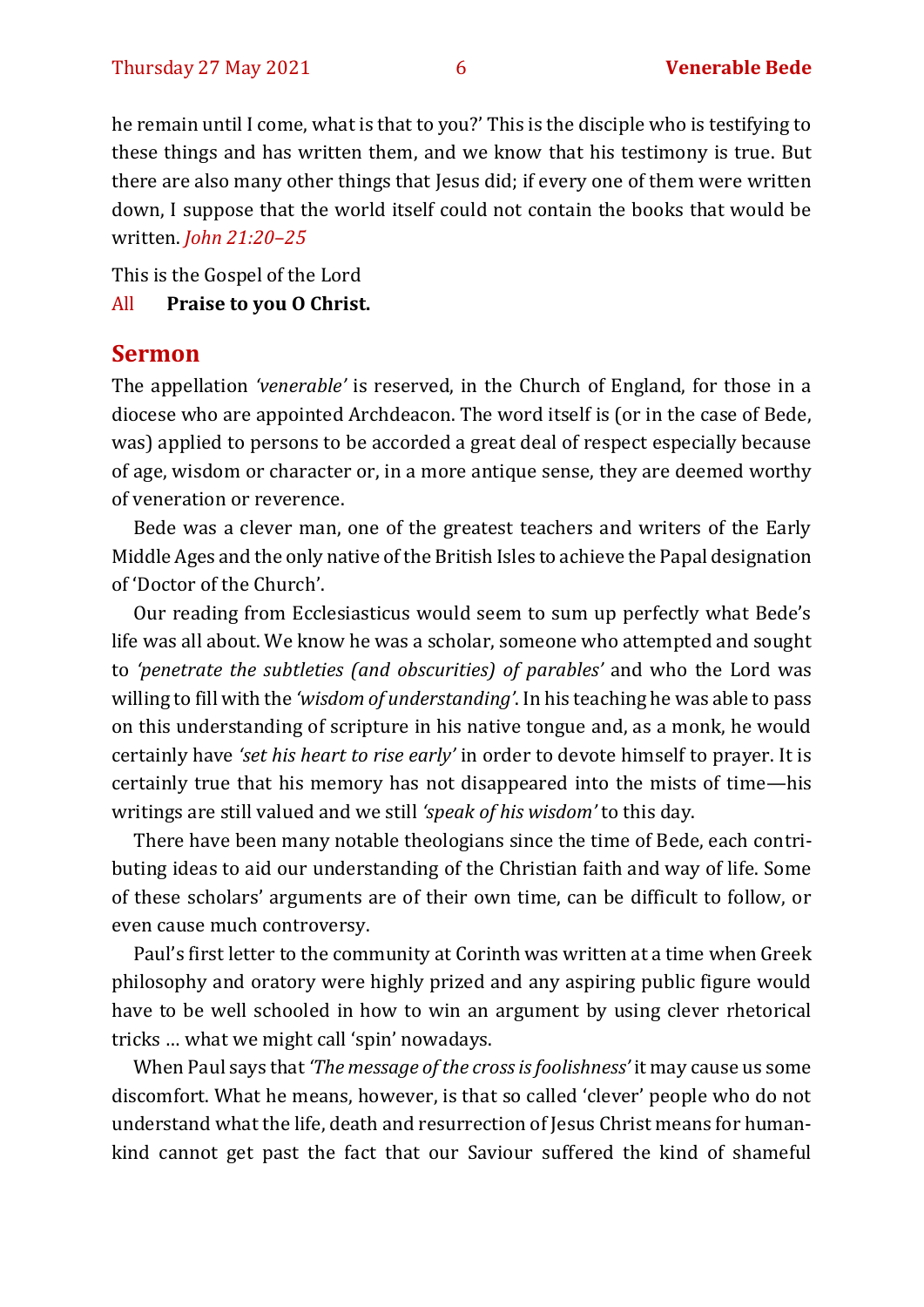he remain until I come, what is that to you?' This is the disciple who is testifying to these things and has written them, and we know that his testimony is true. But there are also many other things that Jesus did; if every one of them were written down, I suppose that the world itself could not contain the books that would be written. *John 21:20–25*

This is the Gospel of the Lord

All **Praise to you O Christ.**

## Sermon

The appellation *'venerable'* is reserved, in the Church of England, for those in a diocese who are appointed Archdeacon. The word itself is (or in the case of Bede, was) applied to persons to be accorded a great deal of respect especially because of age, wisdom or character or, in a more antique sense, they are deemed worthy of veneration or reverence.

Bede was a clever man, one of the greatest teachers and writers of the Early Middle Ages and the only native of the British Isles to achieve the Papal designation of 'Doctor of the Church'.

Our reading from Ecclesiasticus would seem to sum up perfectly what Bede's life was all about. We know he was a scholar, someone who attempted and sought to *'penetrate the subtleties (and obscurities) of parables'* and who the Lord was willing to fill with the *'wisdom of understanding'*. In his teaching he was able to pass on this understanding of scripture in his native tongue and, as a monk, he would certainly have *'set his heart to rise early'* in order to devote himself to prayer. It is certainly true that his memory has not disappeared into the mists of time—his writings are still valued and we still *'speak of his wisdom'* to this day.

There have been many notable theologians since the time of Bede, each contributing ideas to aid our understanding of the Christian faith and way of life. Some of these scholars' arguments are of their own time, can be difficult to follow, or even cause much controversy.

Paul's first letter to the community at Corinth was written at a time when Greek philosophy and oratory were highly prized and any aspiring public figure would have to be well schooled in how to win an argument by using clever rhetorical tricks … what we might call 'spin' nowadays.

When Paul says that *'The message of the cross is foolishness'* it may cause us some discomfort. What he means, however, is that so called 'clever' people who do not understand what the life, death and resurrection of Jesus Christ means for humankind cannot get past the fact that our Saviour suffered the kind of shameful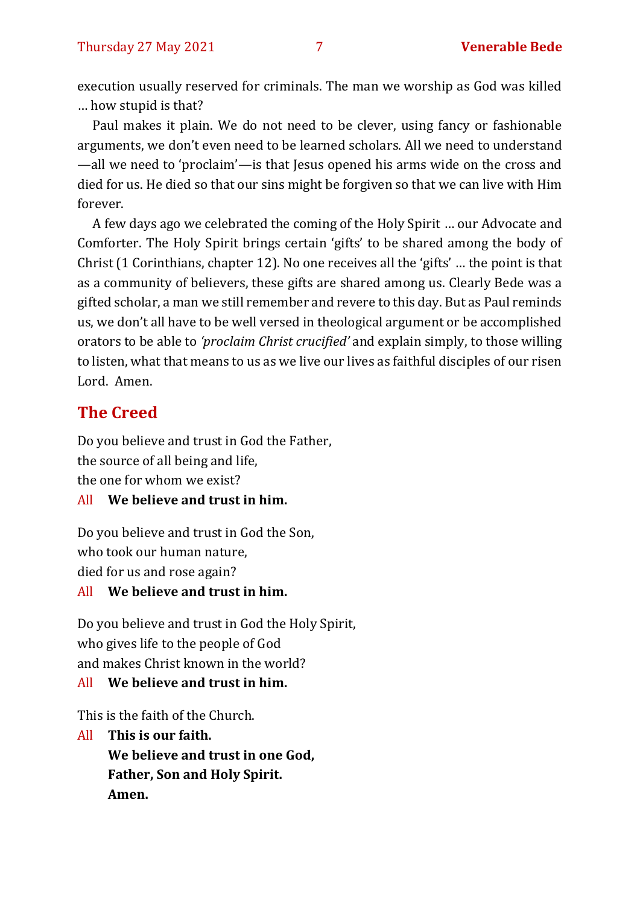execution usually reserved for criminals. The man we worship as God was killed … how stupid is that?

Paul makes it plain. We do not need to be clever, using fancy or fashionable arguments, we don't even need to be learned scholars. All we need to understand—all we need to 'proclaim'—is that Jesus opened his arms wide on the cross and died for us. He died so that our sins might be forgiven so that we can live with Him forever.

A few days ago we celebrated the coming of the Holy Spirit … our Advocate and Comforter. The Holy Spirit brings certain 'gifts' to be shared among the body of Christ (1 Corinthians, chapter 12). No one receives all the 'gifts' … the point is that as a community of believers, these gifts are shared among us. Clearly Bede was a gifted scholar, a man we still remember and revere to this day. But as Paul reminds us, we don't all have to be well versed in theological argument or be accomplished orators to be able to *'proclaim Christ crucified'* and explain simply, to those willing to listen, what that means to us as we live our lives as faithful disciples of our risen Lord. Amen.

## The Creed

Do you believe and trust in God the Father,
the source of all being and life,
the one for whom we exist?

All **We believe and trust in him.**

Do you believe and trust in God the Son,
who took our human nature,
died for us and rose again?

All **We believe and trust in him.**

Do you believe and trust in God the Holy Spirit,
who gives life to the people of God
and makes Christ known in the world?

All **We believe and trust in him.**

This is the faith of the Church.

All **This is our faith.**
**We believe and trust in one God,**
**Father, Son and Holy Spirit.**
**Amen.**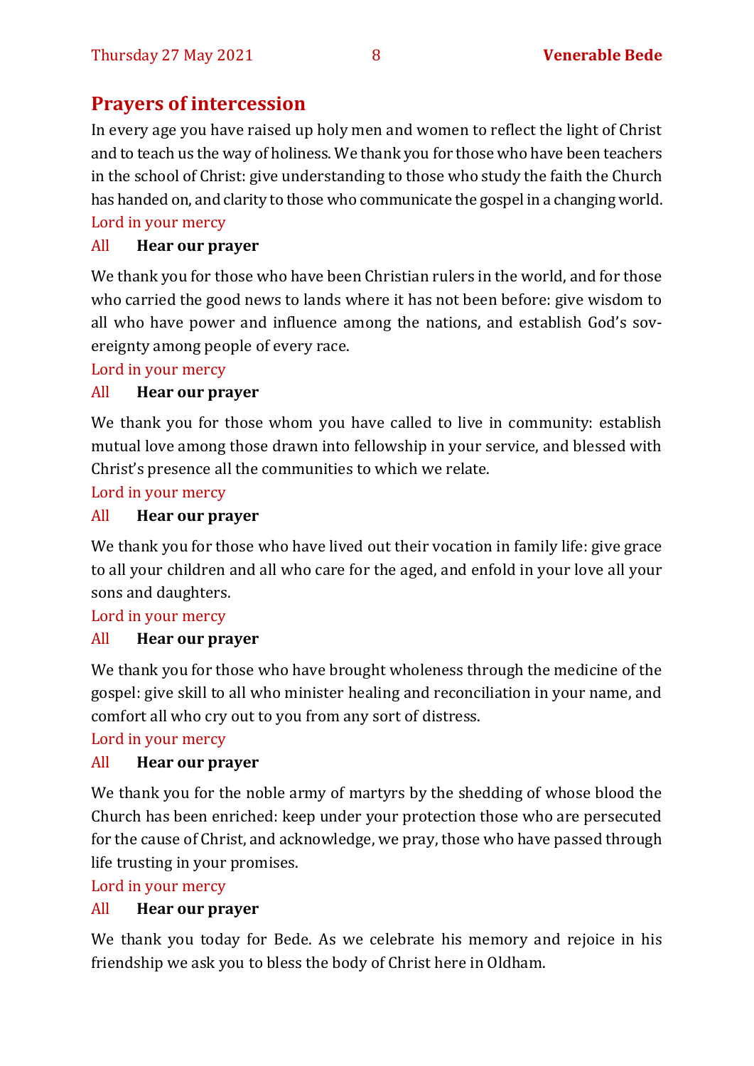## Prayers of intercession

In every age you have raised up holy men and women to reflect the light of Christ and to teach us the way of holiness. We thank you for those who have been teachers in the school of Christ: give understanding to those who study the faith the Church has handed on, and clarity to those who communicate the gospel in a changing world.

Lord in your mercy

All **Hear our prayer**

We thank you for those who have been Christian rulers in the world, and for those who carried the good news to lands where it has not been before: give wisdom to all who have power and influence among the nations, and establish God's sovereignty among people of every race.

Lord in your mercy

All **Hear our prayer**

We thank you for those whom you have called to live in community: establish mutual love among those drawn into fellowship in your service, and blessed with Christ's presence all the communities to which we relate.

Lord in your mercy

All **Hear our prayer**

We thank you for those who have lived out their vocation in family life: give grace to all your children and all who care for the aged, and enfold in your love all your sons and daughters.

Lord in your mercy

All **Hear our prayer**

We thank you for those who have brought wholeness through the medicine of the gospel: give skill to all who minister healing and reconciliation in your name, and comfort all who cry out to you from any sort of distress.

Lord in your mercy

All **Hear our prayer**

We thank you for the noble army of martyrs by the shedding of whose blood the Church has been enriched: keep under your protection those who are persecuted for the cause of Christ, and acknowledge, we pray, those who have passed through life trusting in your promises.

Lord in your mercy

All **Hear our prayer**

We thank you today for Bede. As we celebrate his memory and rejoice in his friendship we ask you to bless the body of Christ here in Oldham.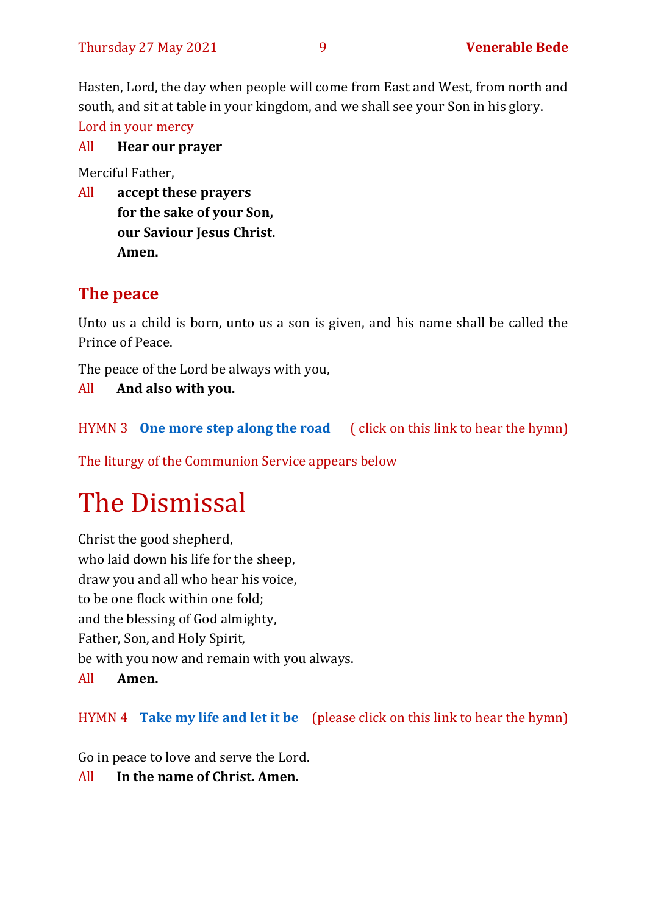Hasten, Lord, the day when people will come from East and West, from north and south, and sit at table in your kingdom, and we shall see your Son in his glory.

Lord in your mercy

All **Hear our prayer**

Merciful Father,

All **accept these prayers**
**for the sake of your Son,**
**our Saviour Jesus Christ.**
**Amen.**

## The peace

Unto us a child is born, unto us a son is given, and his name shall be called the Prince of Peace.

The peace of the Lord be always with you,

All **And also with you.**

HYMN 3 **One more step along the road** ( click on this link to hear the hymn)

The liturgy of the Communion Service appears below

# The Dismissal

Christ the good shepherd,
who laid down his life for the sheep,
draw you and all who hear his voice,
to be one flock within one fold;
and the blessing of God almighty,
Father, Son, and Holy Spirit,
be with you now and remain with you always.

All **Amen.**

HYMN 4 **Take my life and let it be** (please click on this link to hear the hymn)

Go in peace to love and serve the Lord.

All **In the name of Christ. Amen.**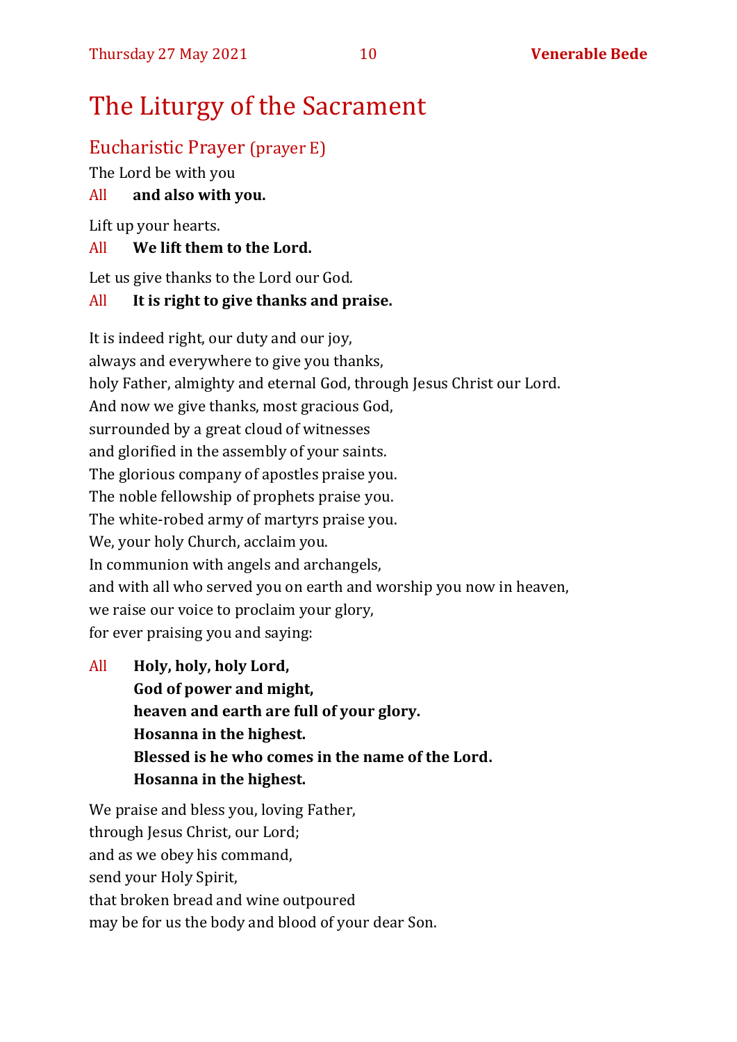# The Liturgy of the Sacrament

## Eucharistic Prayer (prayer E)

The Lord be with you

All **and also with you.**

Lift up your hearts.

All **We lift them to the Lord.**

Let us give thanks to the Lord our God.

All **It is right to give thanks and praise.**

It is indeed right, our duty and our joy,
always and everywhere to give you thanks,
holy Father, almighty and eternal God, through Jesus Christ our Lord.
And now we give thanks, most gracious God,
surrounded by a great cloud of witnesses
and glorified in the assembly of your saints.
The glorious company of apostles praise you.
The noble fellowship of prophets praise you.
The white-robed army of martyrs praise you.
We, your holy Church, acclaim you.
In communion with angels and archangels,
and with all who served you on earth and worship you now in heaven,
we raise our voice to proclaim your glory,
for ever praising you and saying:

All **Holy, holy, holy Lord,**
**God of power and might,**
**heaven and earth are full of your glory.**
**Hosanna in the highest.**
**Blessed is he who comes in the name of the Lord.**
**Hosanna in the highest.**

We praise and bless you, loving Father,
through Jesus Christ, our Lord;
and as we obey his command,
send your Holy Spirit,
that broken bread and wine outpoured
may be for us the body and blood of your dear Son.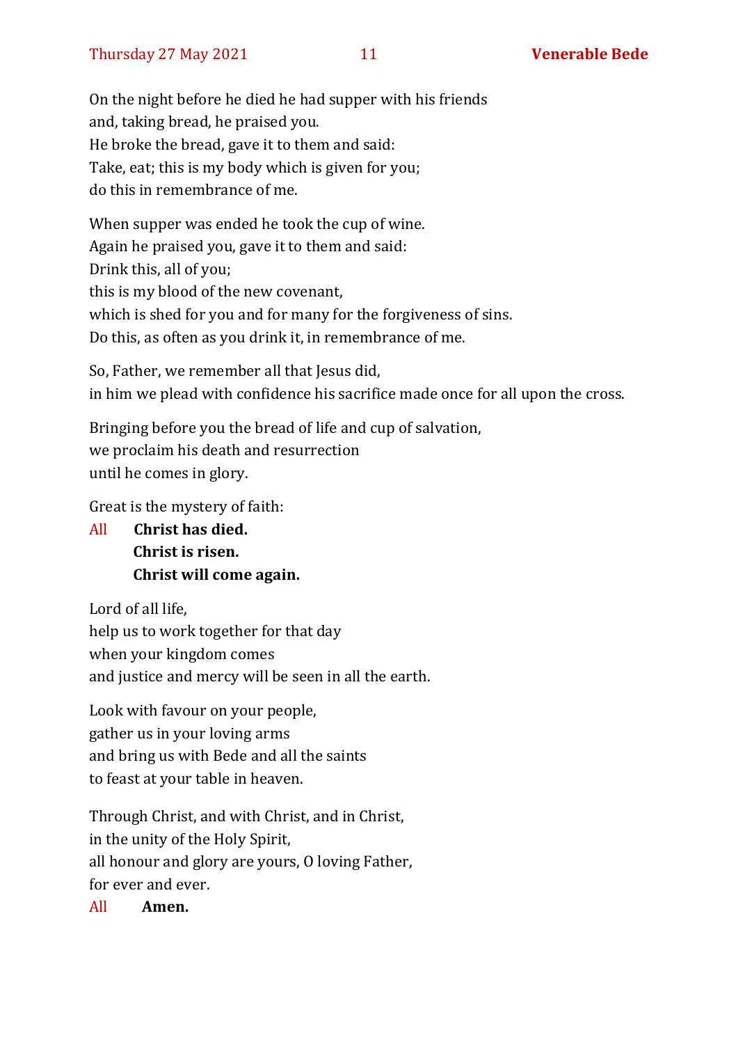On the night before he died he had supper with his friends
and, taking bread, he praised you.
He broke the bread, gave it to them and said:
Take, eat; this is my body which is given for you;
do this in remembrance of me.

When supper was ended he took the cup of wine.
Again he praised you, gave it to them and said:
Drink this, all of you;
this is my blood of the new covenant,
which is shed for you and for many for the forgiveness of sins.
Do this, as often as you drink it, in remembrance of me.

So, Father, we remember all that Jesus did,
in him we plead with confidence his sacrifice made once for all upon the cross.

Bringing before you the bread of life and cup of salvation,
we proclaim his death and resurrection
until he comes in glory.

Great is the mystery of faith:

All **Christ has died.**
**Christ is risen.**
**Christ will come again.**

Lord of all life,
help us to work together for that day
when your kingdom comes
and justice and mercy will be seen in all the earth.

Look with favour on your people,
gather us in your loving arms
and bring us with Bede and all the saints
to feast at your table in heaven.

Through Christ, and with Christ, and in Christ,
in the unity of the Holy Spirit,
all honour and glory are yours, O loving Father,
for ever and ever.

All **Amen.**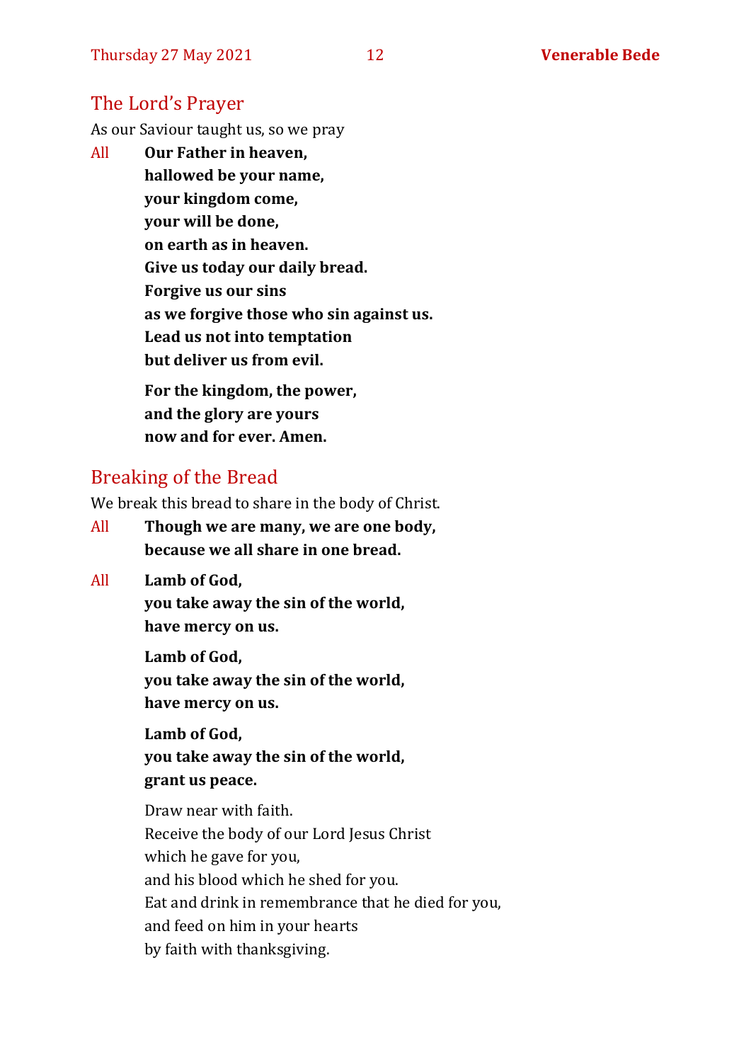## The Lord's Prayer

As our Saviour taught us, so we pray

All **Our Father in heaven,**
**hallowed be your name,**
**your kingdom come,**
**your will be done,**
**on earth as in heaven.**
**Give us today our daily bread.**
**Forgive us our sins**
**as we forgive those who sin against us.**
**Lead us not into temptation**
**but deliver us from evil.**

**For the kingdom, the power,**
**and the glory are yours**
**now and for ever. Amen.**

## Breaking of the Bread

We break this bread to share in the body of Christ.

All **Though we are many, we are one body,**
**because we all share in one bread.**

All **Lamb of God,**
**you take away the sin of the world,**
**have mercy on us.**

**Lamb of God,**
**you take away the sin of the world,**
**have mercy on us.**

**Lamb of God,**
**you take away the sin of the world,**
**grant us peace.**

Draw near with faith.
Receive the body of our Lord Jesus Christ
which he gave for you,
and his blood which he shed for you.
Eat and drink in remembrance that he died for you,
and feed on him in your hearts
by faith with thanksgiving.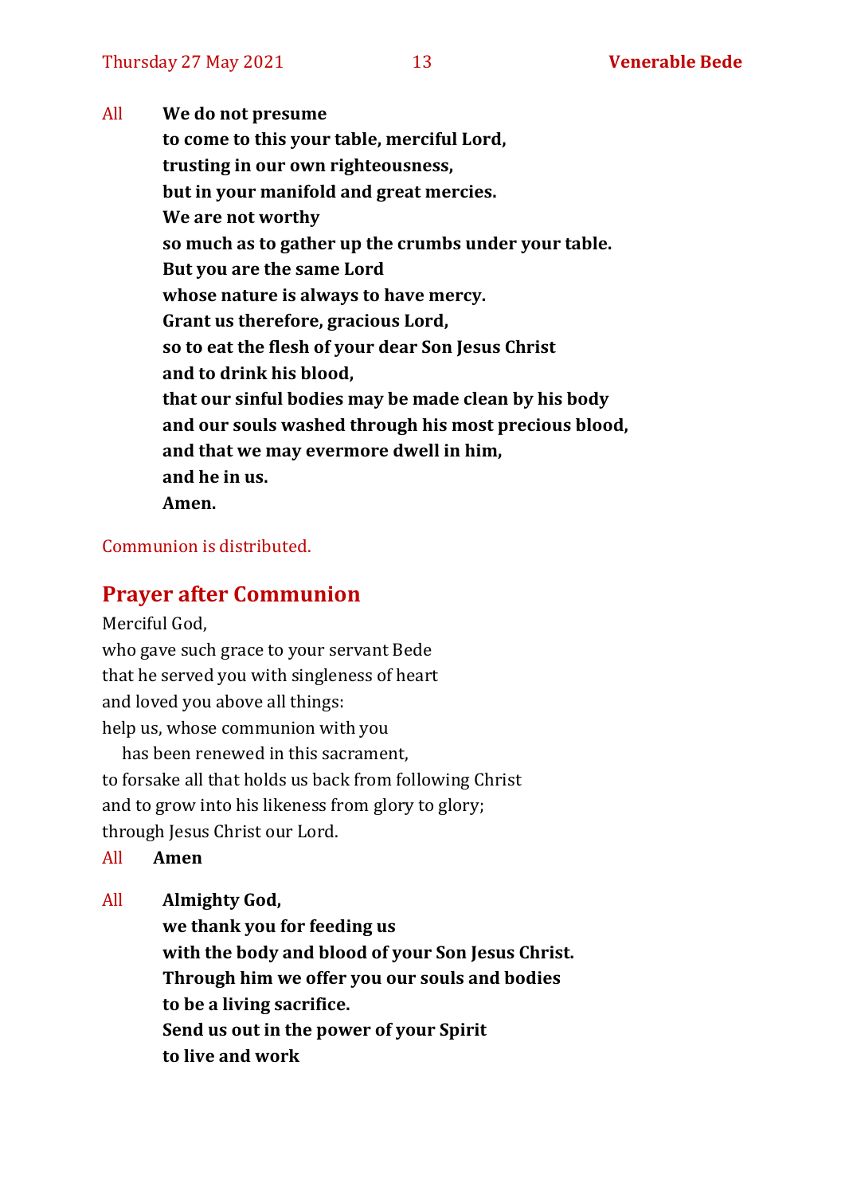All **We do not presume**
**to come to this your table, merciful Lord,**
**trusting in our own righteousness,**
**but in your manifold and great mercies.**
**We are not worthy**
**so much as to gather up the crumbs under your table.**
**But you are the same Lord**
**whose nature is always to have mercy.**
**Grant us therefore, gracious Lord,**
**so to eat the flesh of your dear Son Jesus Christ**
**and to drink his blood,**
**that our sinful bodies may be made clean by his body**
**and our souls washed through his most precious blood,**
**and that we may evermore dwell in him,**
**and he in us.**
**Amen.**

Communion is distributed.

## Prayer after Communion

Merciful God,
who gave such grace to your servant Bede
that he served you with singleness of heart
and loved you above all things:
help us, whose communion with you
has been renewed in this sacrament,
to forsake all that holds us back from following Christ
and to grow into his likeness from glory to glory;
through Jesus Christ our Lord.

All **Amen**

All **Almighty God,**
**we thank you for feeding us**
**with the body and blood of your Son Jesus Christ.**
**Through him we offer you our souls and bodies**
**to be a living sacrifice.**
**Send us out in the power of your Spirit**
**to live and work**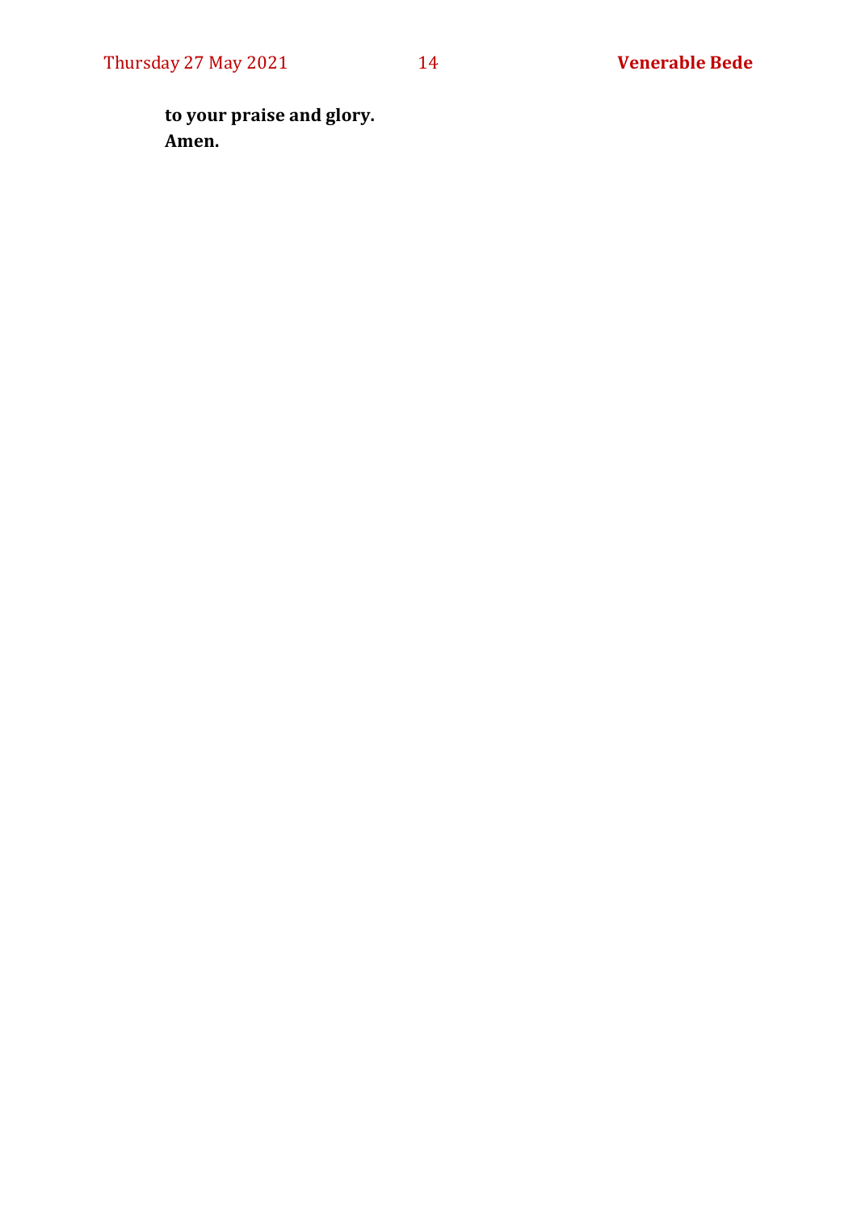**to your praise and glory.**
**Amen.**